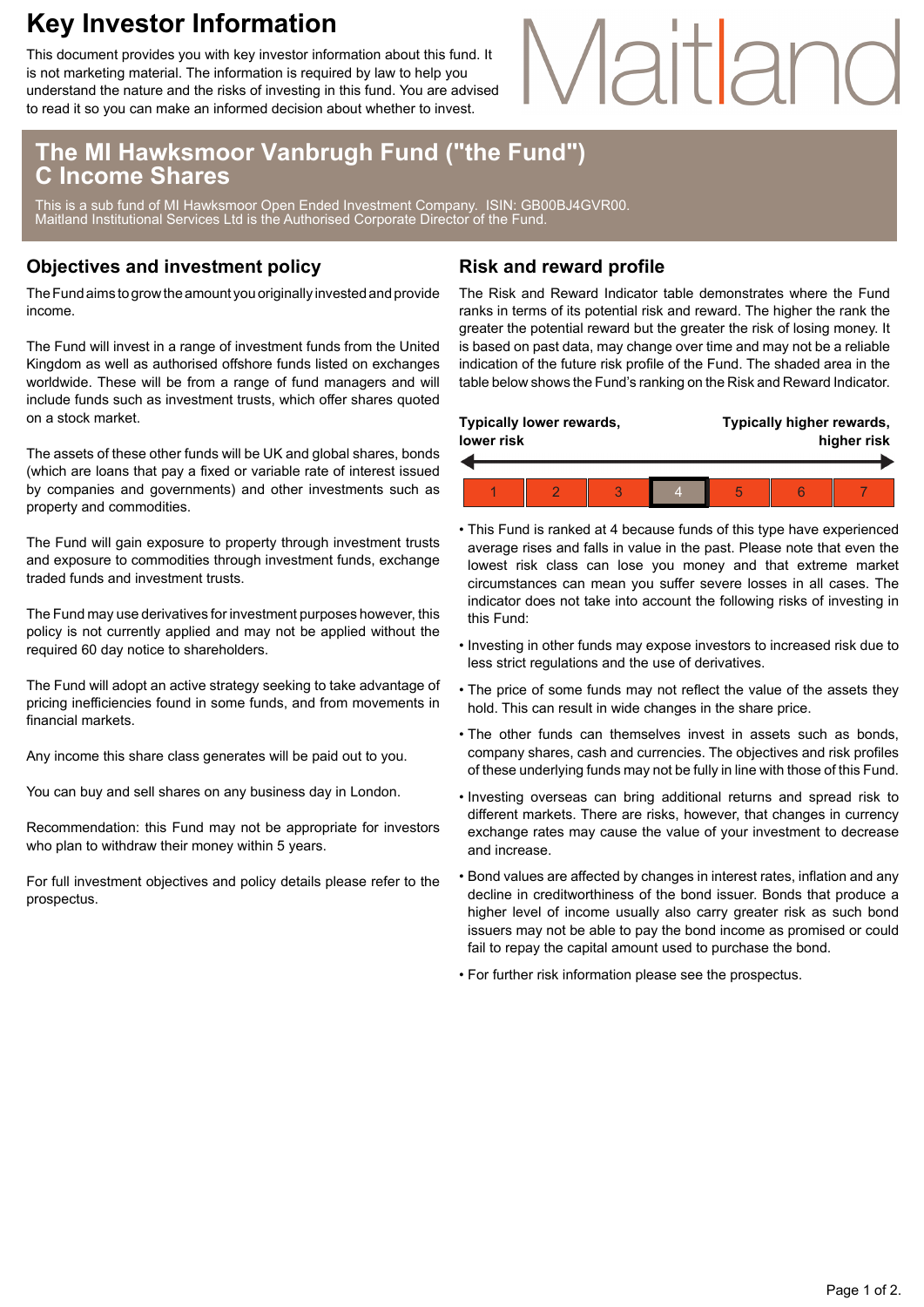# Key Investor Information

This document provides you with key investor information about this fund. It is not marketing material. The information is required by law to help you understand the nature and the risks of investing in this fund. You are advised to read it so you can make an informed decision about whether to invest.

Maitland

## The MI Hawksmoor Vanbrugh Fund ("the Fund") C Income Shares

This is a sub fund of MI Hawksmoor Open Ended Investment Company. ISIN: GB00BJ4GVR00. Maitland Institutional Services Ltd is the Authorised Corporate Director of the Fund.

## Objectives and investment policy

The Fund aims to grow the amount you originally invested and provide income.

The Fund will invest in a range of investment funds from the United Kingdom as well as authorised offshore funds listed on exchanges worldwide. These will be from a range of fund managers and will include funds such as investment trusts, which offer shares quoted on a stock market.

The assets of these other funds will be UK and global shares, bonds (which are loans that pay a fixed or variable rate of interest issued by companies and governments) and other investments such as property and commodities.

The Fund will gain exposure to property through investment trusts and exposure to commodities through investment funds, exchange traded funds and investment trusts.

The Fund may use derivatives for investment purposes however, this policy is not currently applied and may not be applied without the required 60 day notice to shareholders.

The Fund will adopt an active strategy seeking to take advantage of pricing inefficiencies found in some funds, and from movements in financial markets.

Any income this share class generates will be paid out to you.

You can buy and sell shares on any business day in London.

Recommendation: this Fund may not be appropriate for investors who plan to withdraw their money within 5 years.

For full investment objectives and policy details please refer to the prospectus.

## Risk and reward profile

The Risk and Reward Indicator table demonstrates where the Fund ranks in terms of its potential risk and reward. The higher the rank the greater the potential reward but the greater the risk of losing money. It is based on past data, may change over time and may not be a reliable indication of the future risk profile of the Fund. The shaded area in the table below shows the Fund's ranking on the Risk and Reward Indicator.

**Typically lower rewards, lower risk** — **Typically higher rewards, higher risk**

| 1 | 2 | 3 | **4** | 5 | 6 | 7 |
|---|---|---|---|---|---|---|

- This Fund is ranked at 4 because funds of this type have experienced average rises and falls in value in the past. Please note that even the lowest risk class can lose you money and that extreme market circumstances can mean you suffer severe losses in all cases. The indicator does not take into account the following risks of investing in this Fund:
- Investing in other funds may expose investors to increased risk due to less strict regulations and the use of derivatives.
- The price of some funds may not reflect the value of the assets they hold. This can result in wide changes in the share price.
- The other funds can themselves invest in assets such as bonds, company shares, cash and currencies. The objectives and risk profiles of these underlying funds may not be fully in line with those of this Fund.
- Investing overseas can bring additional returns and spread risk to different markets. There are risks, however, that changes in currency exchange rates may cause the value of your investment to decrease and increase.
- Bond values are affected by changes in interest rates, inflation and any decline in creditworthiness of the bond issuer. Bonds that produce a higher level of income usually also carry greater risk as such bond issuers may not be able to pay the bond income as promised or could fail to repay the capital amount used to purchase the bond.
- For further risk information please see the prospectus.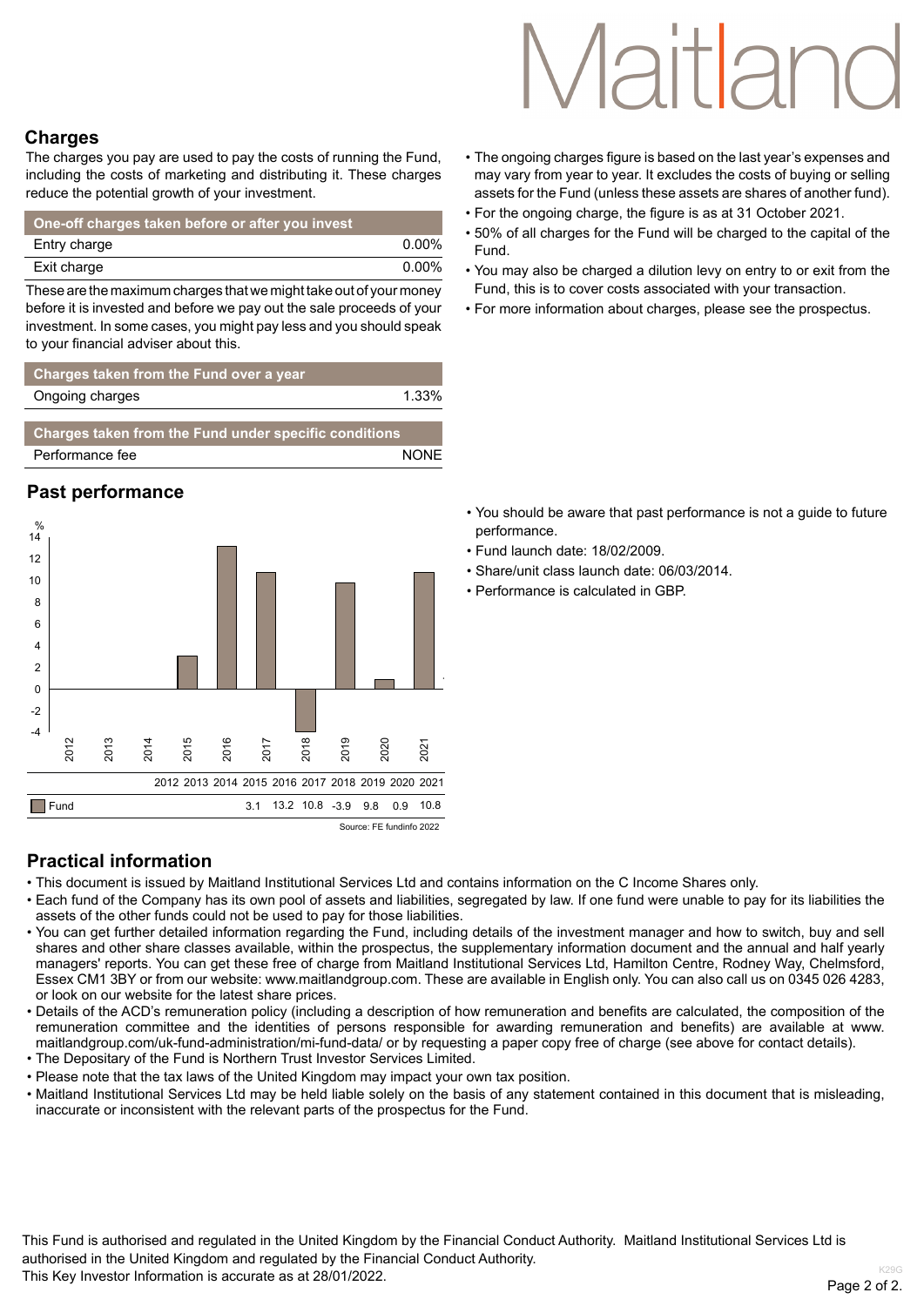Maitland

## Charges

The charges you pay are used to pay the costs of running the Fund, including the costs of marketing and distributing it. These charges reduce the potential growth of your investment.

| One-off charges taken before or after you invest | |
|---|---|
| Entry charge | 0.00% |
| Exit charge | 0.00% |

These are the maximum charges that we might take out of your money before it is invested and before we pay out the sale proceeds of your investment. In some cases, you might pay less and you should speak to your financial adviser about this.

| Charges taken from the Fund over a year | |
|---|---|
| Ongoing charges | 1.33% |

| Charges taken from the Fund under specific conditions | |
|---|---|
| Performance fee | NONE |

- The ongoing charges figure is based on the last year's expenses and may vary from year to year. It excludes the costs of buying or selling assets for the Fund (unless these assets are shares of another fund).
- For the ongoing charge, the figure is as at 31 October 2021.
- 50% of all charges for the Fund will be charged to the capital of the Fund.
- You may also be charged a dilution levy on entry to or exit from the Fund, this is to cover costs associated with your transaction.
- For more information about charges, please see the prospectus.

## Past performance

%
14
12
10
8
6
4
2
0
-2
-4

2012 2013 2014 2015 2016 2017 2018 2019 2020 2021

| | 2012 | 2013 | 2014 | 2015 | 2016 | 2017 | 2018 | 2019 | 2020 | 2021 |
|---|---|---|---|---|---|---|---|---|---|---|
| Fund | | | | 3.1 | 13.2 | 10.8 | -3.9 | 9.8 | 0.9 | 10.8 |

Source: FE fundinfo 2022

- You should be aware that past performance is not a guide to future performance.
- Fund launch date: 18/02/2009.
- Share/unit class launch date: 06/03/2014.
- Performance is calculated in GBP.

## Practical information

- This document is issued by Maitland Institutional Services Ltd and contains information on the C Income Shares only.
- Each fund of the Company has its own pool of assets and liabilities, segregated by law. If one fund were unable to pay for its liabilities the assets of the other funds could not be used to pay for those liabilities.
- You can get further detailed information regarding the Fund, including details of the investment manager and how to switch, buy and sell shares and other share classes available, within the prospectus, the supplementary information document and the annual and half yearly managers' reports. You can get these free of charge from Maitland Institutional Services Ltd, Hamilton Centre, Rodney Way, Chelmsford, Essex CM1 3BY or from our website: www.maitlandgroup.com. These are available in English only. You can also call us on 0345 026 4283, or look on our website for the latest share prices.
- Details of the ACD's remuneration policy (including a description of how remuneration and benefits are calculated, the composition of the remuneration committee and the identities of persons responsible for awarding remuneration and benefits) are available at www. maitlandgroup.com/uk-fund-administration/mi-fund-data/ or by requesting a paper copy free of charge (see above for contact details).
- The Depositary of the Fund is Northern Trust Investor Services Limited.
- Please note that the tax laws of the United Kingdom may impact your own tax position.
- Maitland Institutional Services Ltd may be held liable solely on the basis of any statement contained in this document that is misleading, inaccurate or inconsistent with the relevant parts of the prospectus for the Fund.

This Fund is authorised and regulated in the United Kingdom by the Financial Conduct Authority. Maitland Institutional Services Ltd is authorised in the United Kingdom and regulated by the Financial Conduct Authority.
This Key Investor Information is accurate as at 28/01/2022.